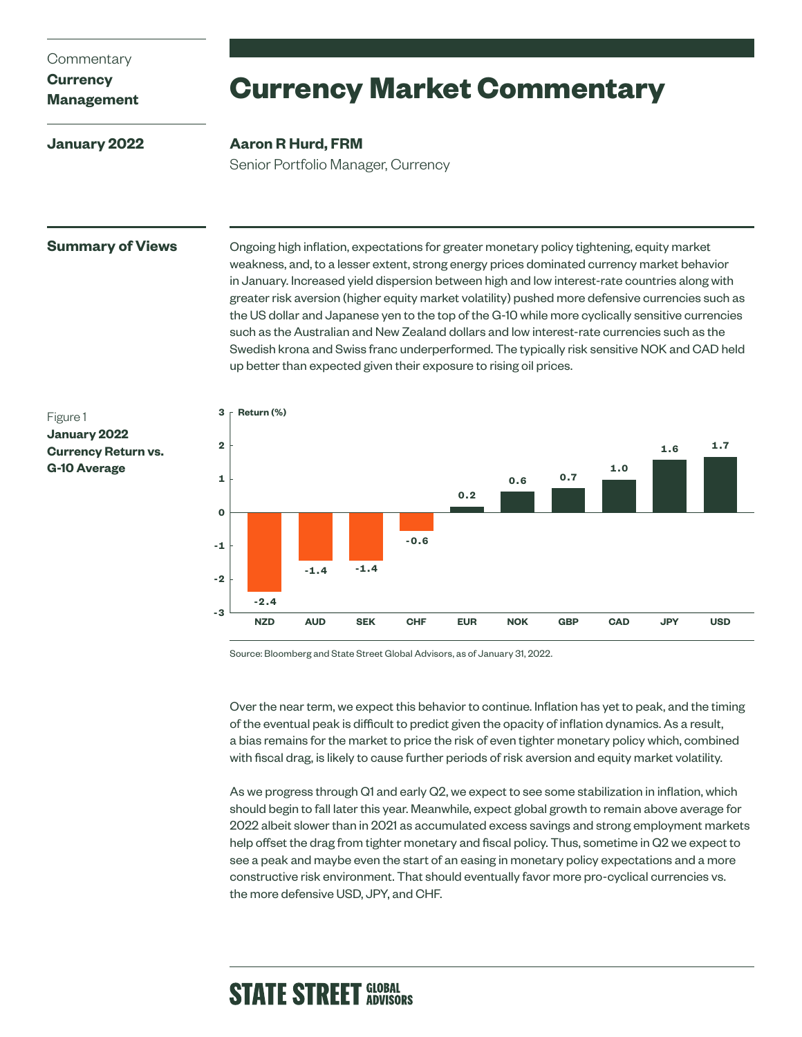Commentary
**Currency Management**

**January 2022**

# Currency Market Commentary

**Aaron R Hurd, FRM**
Senior Portfolio Manager, Currency

## Summary of Views

Ongoing high inflation, expectations for greater monetary policy tightening, equity market weakness, and, to a lesser extent, strong energy prices dominated currency market behavior in January. Increased yield dispersion between high and low interest-rate countries along with greater risk aversion (higher equity market volatility) pushed more defensive currencies such as the US dollar and Japanese yen to the top of the G-10 while more cyclically sensitive currencies such as the Australian and New Zealand dollars and low interest-rate currencies such as the Swedish krona and Swiss franc underperformed. The typically risk sensitive NOK and CAD held up better than expected given their exposure to rising oil prices.

Figure 1
**January 2022 Currency Return vs. G-10 Average**

| Currency | Return (%) |
|---|---|
| NZD | -2.4 |
| AUD | -1.4 |
| SEK | -1.4 |
| CHF | -0.6 |
| EUR | 0.2 |
| NOK | 0.6 |
| GBP | 0.7 |
| CAD | 1.0 |
| JPY | 1.6 |
| USD | 1.7 |

Source: Bloomberg and State Street Global Advisors, as of January 31, 2022.

Over the near term, we expect this behavior to continue. Inflation has yet to peak, and the timing of the eventual peak is difficult to predict given the opacity of inflation dynamics. As a result, a bias remains for the market to price the risk of even tighter monetary policy which, combined with fiscal drag, is likely to cause further periods of risk aversion and equity market volatility.

As we progress through Q1 and early Q2, we expect to see some stabilization in inflation, which should begin to fall later this year. Meanwhile, expect global growth to remain above average for 2022 albeit slower than in 2021 as accumulated excess savings and strong employment markets help offset the drag from tighter monetary and fiscal policy. Thus, sometime in Q2 we expect to see a peak and maybe even the start of an easing in monetary policy expectations and a more constructive risk environment. That should eventually favor more pro-cyclical currencies vs. the more defensive USD, JPY, and CHF.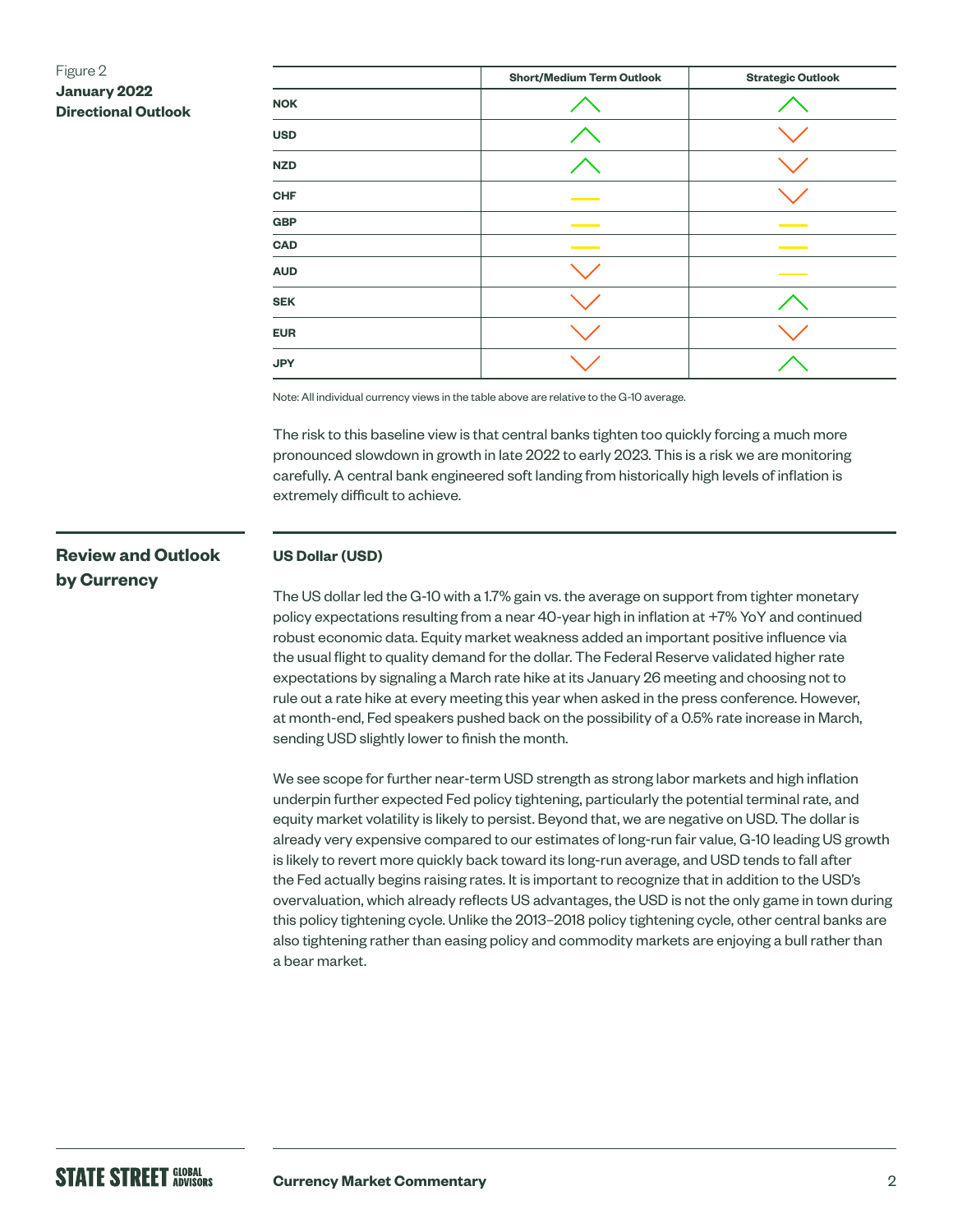Figure 2
**January 2022 Directional Outlook**

| | Short/Medium Term Outlook | Strategic Outlook |
|---|---|---|
| **NOK** | ↑ | ↑ |
| **USD** | ↑ | ↓ |
| **NZD** | ↑ | ↓ |
| **CHF** | — | ↓ |
| **GBP** | — | — |
| **CAD** | — | — |
| **AUD** | ↓ | — |
| **SEK** | ↓ | ↑ |
| **EUR** | ↓ | ↓ |
| **JPY** | ↓ | ↑ |

Note: All individual currency views in the table above are relative to the G-10 average.

The risk to this baseline view is that central banks tighten too quickly forcing a much more pronounced slowdown in growth in late 2022 to early 2023. This is a risk we are monitoring carefully. A central bank engineered soft landing from historically high levels of inflation is extremely difficult to achieve.

## Review and Outlook by Currency

### US Dollar (USD)

The US dollar led the G-10 with a 1.7% gain vs. the average on support from tighter monetary policy expectations resulting from a near 40-year high in inflation at +7% YoY and continued robust economic data. Equity market weakness added an important positive influence via the usual flight to quality demand for the dollar. The Federal Reserve validated higher rate expectations by signaling a March rate hike at its January 26 meeting and choosing not to rule out a rate hike at every meeting this year when asked in the press conference. However, at month-end, Fed speakers pushed back on the possibility of a 0.5% rate increase in March, sending USD slightly lower to finish the month.

We see scope for further near-term USD strength as strong labor markets and high inflation underpin further expected Fed policy tightening, particularly the potential terminal rate, and equity market volatility is likely to persist. Beyond that, we are negative on USD. The dollar is already very expensive compared to our estimates of long-run fair value, G-10 leading US growth is likely to revert more quickly back toward its long-run average, and USD tends to fall after the Fed actually begins raising rates. It is important to recognize that in addition to the USD's overvaluation, which already reflects US advantages, the USD is not the only game in town during this policy tightening cycle. Unlike the 2013–2018 policy tightening cycle, other central banks are also tightening rather than easing policy and commodity markets are enjoying a bull rather than a bear market.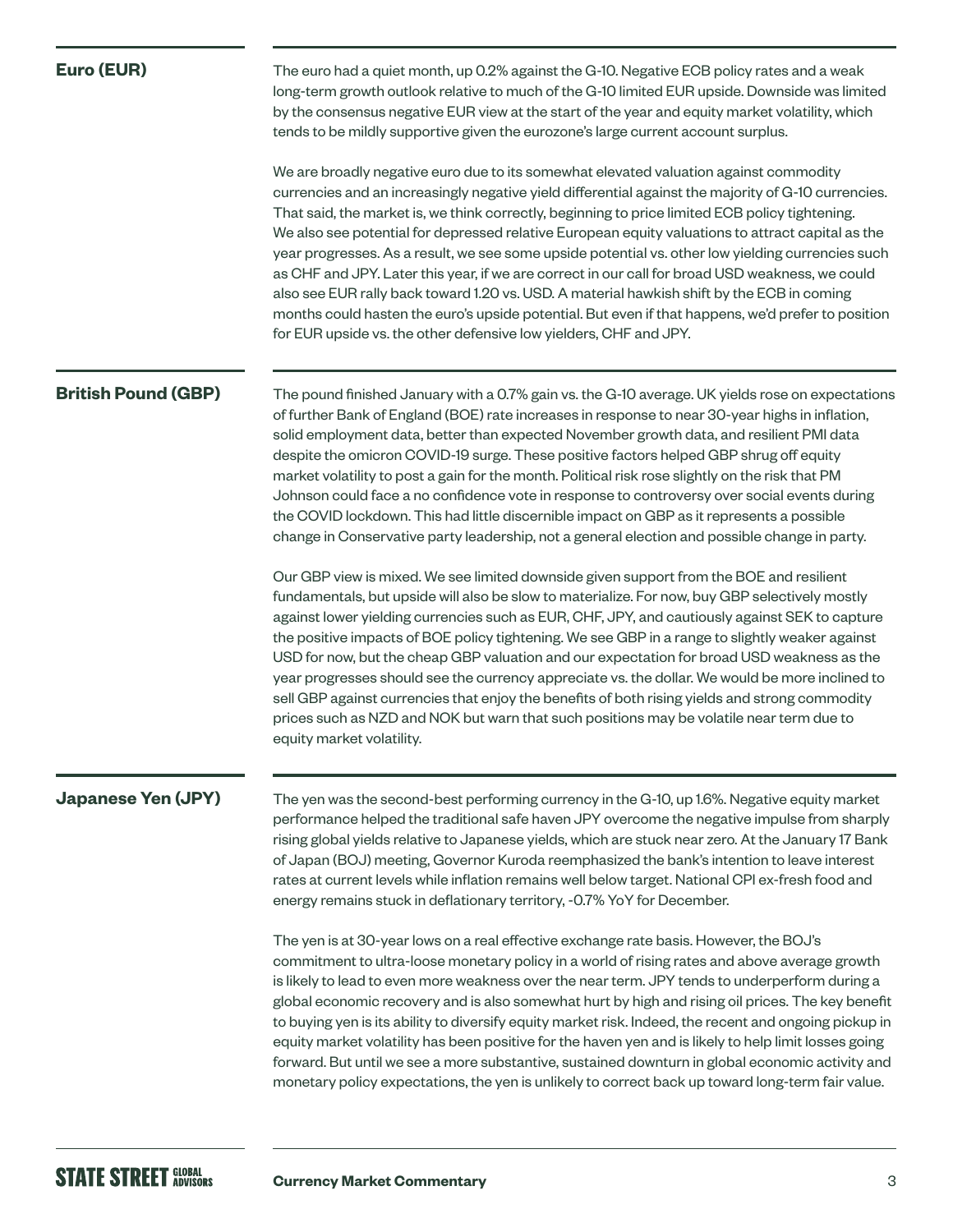## Euro (EUR)

The euro had a quiet month, up 0.2% against the G-10. Negative ECB policy rates and a weak long-term growth outlook relative to much of the G-10 limited EUR upside. Downside was limited by the consensus negative EUR view at the start of the year and equity market volatility, which tends to be mildly supportive given the eurozone's large current account surplus.

We are broadly negative euro due to its somewhat elevated valuation against commodity currencies and an increasingly negative yield differential against the majority of G-10 currencies. That said, the market is, we think correctly, beginning to price limited ECB policy tightening. We also see potential for depressed relative European equity valuations to attract capital as the year progresses. As a result, we see some upside potential vs. other low yielding currencies such as CHF and JPY. Later this year, if we are correct in our call for broad USD weakness, we could also see EUR rally back toward 1.20 vs. USD. A material hawkish shift by the ECB in coming months could hasten the euro's upside potential. But even if that happens, we'd prefer to position for EUR upside vs. the other defensive low yielders, CHF and JPY.

## British Pound (GBP)

The pound finished January with a 0.7% gain vs. the G-10 average. UK yields rose on expectations of further Bank of England (BOE) rate increases in response to near 30-year highs in inflation, solid employment data, better than expected November growth data, and resilient PMI data despite the omicron COVID-19 surge. These positive factors helped GBP shrug off equity market volatility to post a gain for the month. Political risk rose slightly on the risk that PM Johnson could face a no confidence vote in response to controversy over social events during the COVID lockdown. This had little discernible impact on GBP as it represents a possible change in Conservative party leadership, not a general election and possible change in party.

Our GBP view is mixed. We see limited downside given support from the BOE and resilient fundamentals, but upside will also be slow to materialize. For now, buy GBP selectively mostly against lower yielding currencies such as EUR, CHF, JPY, and cautiously against SEK to capture the positive impacts of BOE policy tightening. We see GBP in a range to slightly weaker against USD for now, but the cheap GBP valuation and our expectation for broad USD weakness as the year progresses should see the currency appreciate vs. the dollar. We would be more inclined to sell GBP against currencies that enjoy the benefits of both rising yields and strong commodity prices such as NZD and NOK but warn that such positions may be volatile near term due to equity market volatility.

## Japanese Yen (JPY)

The yen was the second-best performing currency in the G-10, up 1.6%. Negative equity market performance helped the traditional safe haven JPY overcome the negative impulse from sharply rising global yields relative to Japanese yields, which are stuck near zero. At the January 17 Bank of Japan (BOJ) meeting, Governor Kuroda reemphasized the bank's intention to leave interest rates at current levels while inflation remains well below target. National CPI ex-fresh food and energy remains stuck in deflationary territory, -0.7% YoY for December.

The yen is at 30-year lows on a real effective exchange rate basis. However, the BOJ's commitment to ultra-loose monetary policy in a world of rising rates and above average growth is likely to lead to even more weakness over the near term. JPY tends to underperform during a global economic recovery and is also somewhat hurt by high and rising oil prices. The key benefit to buying yen is its ability to diversify equity market risk. Indeed, the recent and ongoing pickup in equity market volatility has been positive for the haven yen and is likely to help limit losses going forward. But until we see a more substantive, sustained downturn in global economic activity and monetary policy expectations, the yen is unlikely to correct back up toward long-term fair value.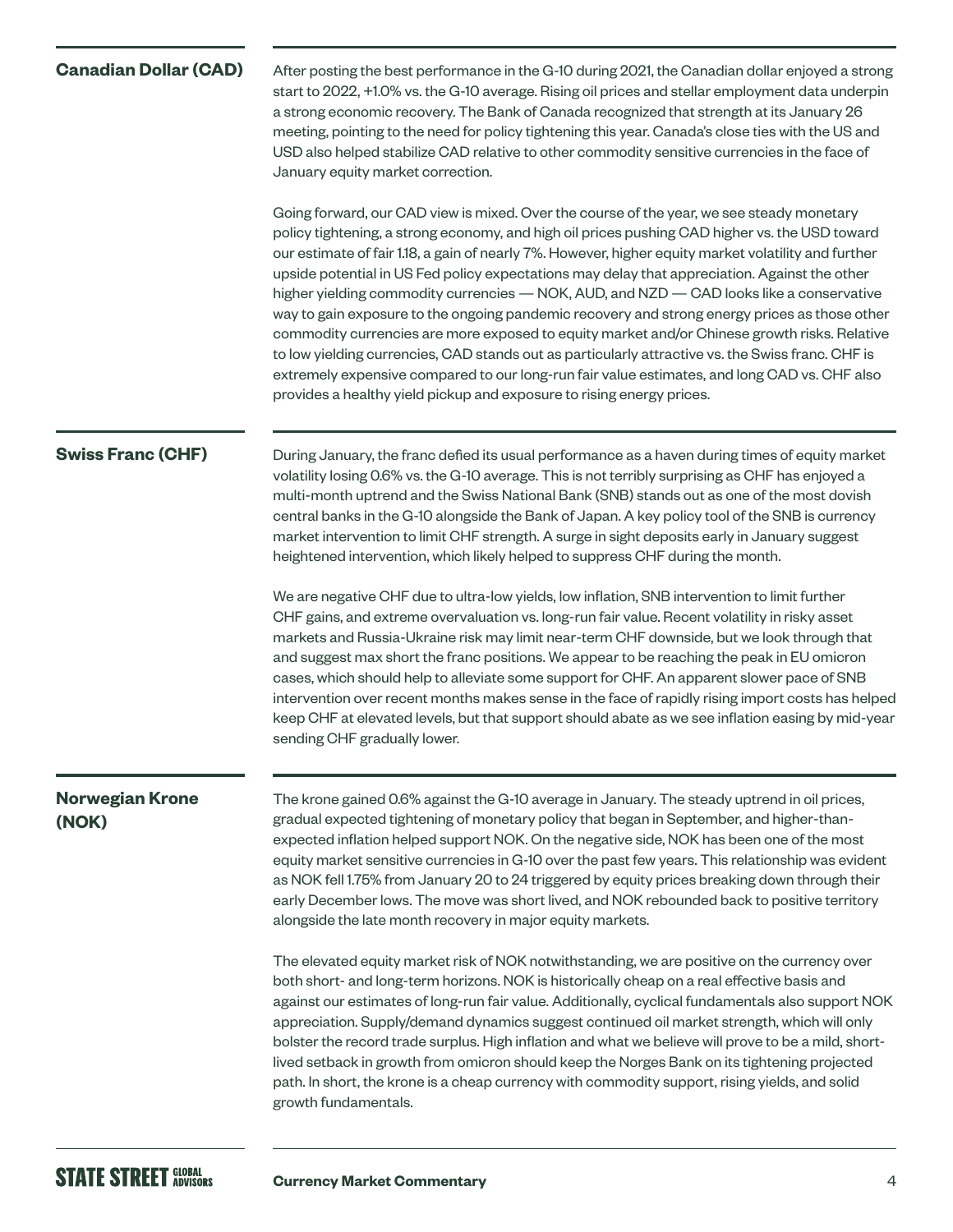## Canadian Dollar (CAD)

After posting the best performance in the G-10 during 2021, the Canadian dollar enjoyed a strong start to 2022, +1.0% vs. the G-10 average. Rising oil prices and stellar employment data underpin a strong economic recovery. The Bank of Canada recognized that strength at its January 26 meeting, pointing to the need for policy tightening this year. Canada's close ties with the US and USD also helped stabilize CAD relative to other commodity sensitive currencies in the face of January equity market correction.

Going forward, our CAD view is mixed. Over the course of the year, we see steady monetary policy tightening, a strong economy, and high oil prices pushing CAD higher vs. the USD toward our estimate of fair 1.18, a gain of nearly 7%. However, higher equity market volatility and further upside potential in US Fed policy expectations may delay that appreciation. Against the other higher yielding commodity currencies — NOK, AUD, and NZD — CAD looks like a conservative way to gain exposure to the ongoing pandemic recovery and strong energy prices as those other commodity currencies are more exposed to equity market and/or Chinese growth risks. Relative to low yielding currencies, CAD stands out as particularly attractive vs. the Swiss franc. CHF is extremely expensive compared to our long-run fair value estimates, and long CAD vs. CHF also provides a healthy yield pickup and exposure to rising energy prices.

## Swiss Franc (CHF)

During January, the franc defied its usual performance as a haven during times of equity market volatility losing 0.6% vs. the G-10 average. This is not terribly surprising as CHF has enjoyed a multi-month uptrend and the Swiss National Bank (SNB) stands out as one of the most dovish central banks in the G-10 alongside the Bank of Japan. A key policy tool of the SNB is currency market intervention to limit CHF strength. A surge in sight deposits early in January suggest heightened intervention, which likely helped to suppress CHF during the month.

We are negative CHF due to ultra-low yields, low inflation, SNB intervention to limit further CHF gains, and extreme overvaluation vs. long-run fair value. Recent volatility in risky asset markets and Russia-Ukraine risk may limit near-term CHF downside, but we look through that and suggest max short the franc positions. We appear to be reaching the peak in EU omicron cases, which should help to alleviate some support for CHF. An apparent slower pace of SNB intervention over recent months makes sense in the face of rapidly rising import costs has helped keep CHF at elevated levels, but that support should abate as we see inflation easing by mid-year sending CHF gradually lower.

## Norwegian Krone (NOK)

The krone gained 0.6% against the G-10 average in January. The steady uptrend in oil prices, gradual expected tightening of monetary policy that began in September, and higher-than-expected inflation helped support NOK. On the negative side, NOK has been one of the most equity market sensitive currencies in G-10 over the past few years. This relationship was evident as NOK fell 1.75% from January 20 to 24 triggered by equity prices breaking down through their early December lows. The move was short lived, and NOK rebounded back to positive territory alongside the late month recovery in major equity markets.

The elevated equity market risk of NOK notwithstanding, we are positive on the currency over both short- and long-term horizons. NOK is historically cheap on a real effective basis and against our estimates of long-run fair value. Additionally, cyclical fundamentals also support NOK appreciation. Supply/demand dynamics suggest continued oil market strength, which will only bolster the record trade surplus. High inflation and what we believe will prove to be a mild, short-lived setback in growth from omicron should keep the Norges Bank on its tightening projected path. In short, the krone is a cheap currency with commodity support, rising yields, and solid growth fundamentals.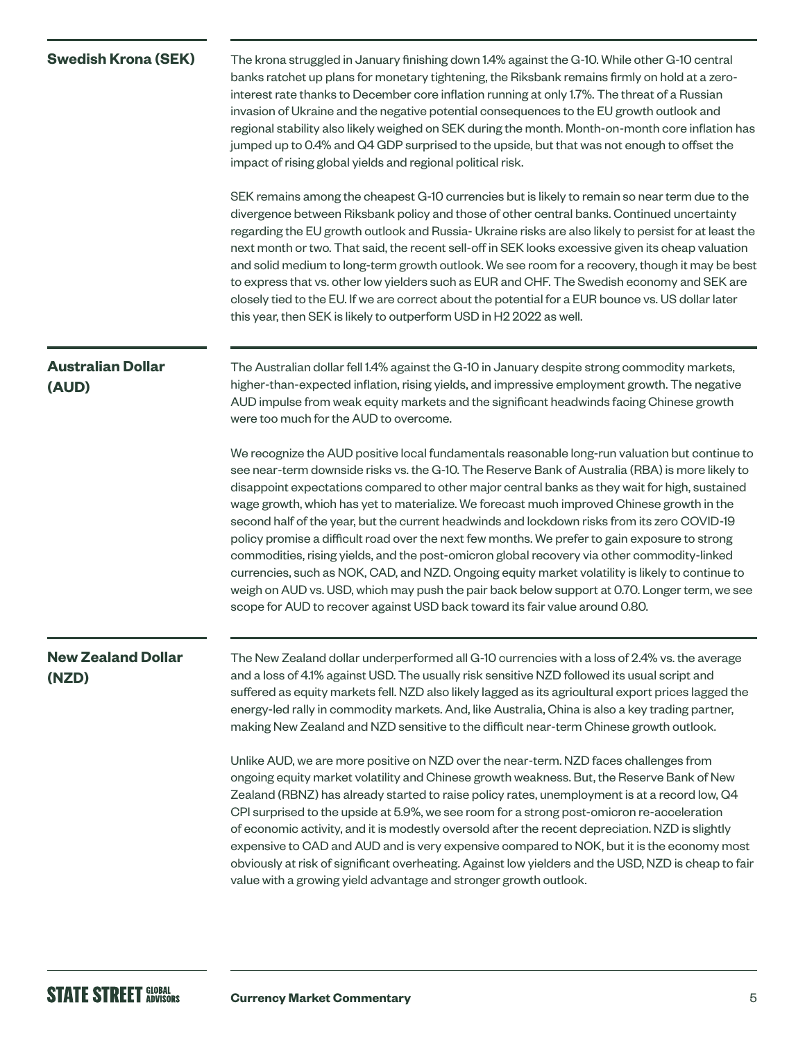## Swedish Krona (SEK)

The krona struggled in January finishing down 1.4% against the G-10. While other G-10 central banks ratchet up plans for monetary tightening, the Riksbank remains firmly on hold at a zero-interest rate thanks to December core inflation running at only 1.7%. The threat of a Russian invasion of Ukraine and the negative potential consequences to the EU growth outlook and regional stability also likely weighed on SEK during the month. Month-on-month core inflation has jumped up to 0.4% and Q4 GDP surprised to the upside, but that was not enough to offset the impact of rising global yields and regional political risk.

SEK remains among the cheapest G-10 currencies but is likely to remain so near term due to the divergence between Riksbank policy and those of other central banks. Continued uncertainty regarding the EU growth outlook and Russia- Ukraine risks are also likely to persist for at least the next month or two. That said, the recent sell-off in SEK looks excessive given its cheap valuation and solid medium to long-term growth outlook. We see room for a recovery, though it may be best to express that vs. other low yielders such as EUR and CHF. The Swedish economy and SEK are closely tied to the EU. If we are correct about the potential for a EUR bounce vs. US dollar later this year, then SEK is likely to outperform USD in H2 2022 as well.

## Australian Dollar (AUD)

The Australian dollar fell 1.4% against the G-10 in January despite strong commodity markets, higher-than-expected inflation, rising yields, and impressive employment growth. The negative AUD impulse from weak equity markets and the significant headwinds facing Chinese growth were too much for the AUD to overcome.

We recognize the AUD positive local fundamentals reasonable long-run valuation but continue to see near-term downside risks vs. the G-10. The Reserve Bank of Australia (RBA) is more likely to disappoint expectations compared to other major central banks as they wait for high, sustained wage growth, which has yet to materialize. We forecast much improved Chinese growth in the second half of the year, but the current headwinds and lockdown risks from its zero COVID-19 policy promise a difficult road over the next few months. We prefer to gain exposure to strong commodities, rising yields, and the post-omicron global recovery via other commodity-linked currencies, such as NOK, CAD, and NZD. Ongoing equity market volatility is likely to continue to weigh on AUD vs. USD, which may push the pair back below support at 0.70. Longer term, we see scope for AUD to recover against USD back toward its fair value around 0.80.

## New Zealand Dollar (NZD)

The New Zealand dollar underperformed all G-10 currencies with a loss of 2.4% vs. the average and a loss of 4.1% against USD. The usually risk sensitive NZD followed its usual script and suffered as equity markets fell. NZD also likely lagged as its agricultural export prices lagged the energy-led rally in commodity markets. And, like Australia, China is also a key trading partner, making New Zealand and NZD sensitive to the difficult near-term Chinese growth outlook.

Unlike AUD, we are more positive on NZD over the near-term. NZD faces challenges from ongoing equity market volatility and Chinese growth weakness. But, the Reserve Bank of New Zealand (RBNZ) has already started to raise policy rates, unemployment is at a record low, Q4 CPI surprised to the upside at 5.9%, we see room for a strong post-omicron re-acceleration of economic activity, and it is modestly oversold after the recent depreciation. NZD is slightly expensive to CAD and AUD and is very expensive compared to NOK, but it is the economy most obviously at risk of significant overheating. Against low yielders and the USD, NZD is cheap to fair value with a growing yield advantage and stronger growth outlook.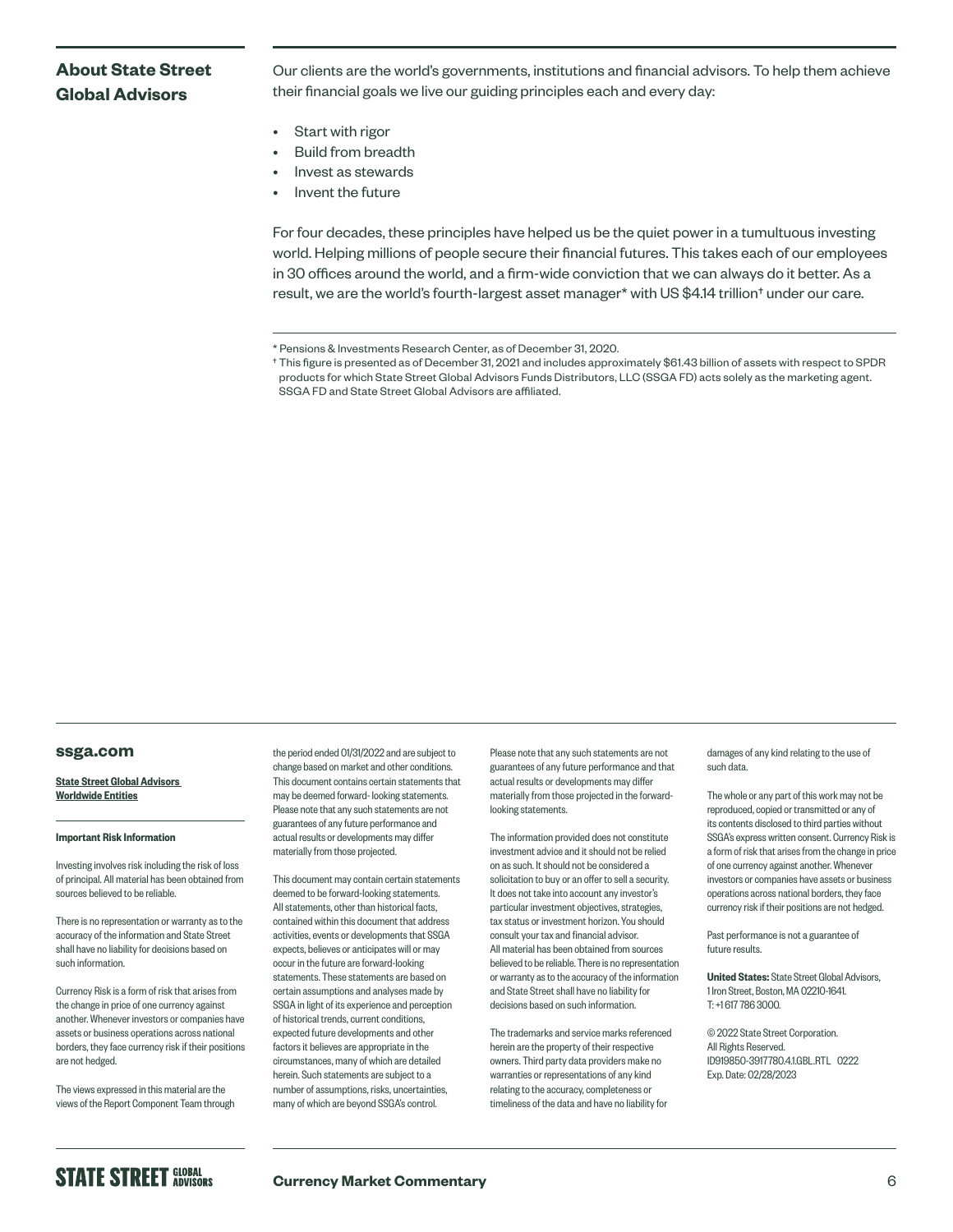## About State Street Global Advisors

Our clients are the world's governments, institutions and financial advisors. To help them achieve their financial goals we live our guiding principles each and every day:

- Start with rigor
- Build from breadth
- Invest as stewards
- Invent the future

For four decades, these principles have helped us be the quiet power in a tumultuous investing world. Helping millions of people secure their financial futures. This takes each of our employees in 30 offices around the world, and a firm-wide conviction that we can always do it better. As a result, we are the world's fourth-largest asset manager* with US $4.14 trillion† under our care.

\* Pensions & Investments Research Center, as of December 31, 2020.

† This figure is presented as of December 31, 2021 and includes approximately $61.43 billion of assets with respect to SPDR products for which State Street Global Advisors Funds Distributors, LLC (SSGA FD) acts solely as the marketing agent. SSGA FD and State Street Global Advisors are affiliated.

**ssga.com**

**State Street Global Advisors Worldwide Entities**

**Important Risk Information**

Investing involves risk including the risk of loss of principal. All material has been obtained from sources believed to be reliable.

There is no representation or warranty as to the accuracy of the information and State Street shall have no liability for decisions based on such information.

Currency Risk is a form of risk that arises from the change in price of one currency against another. Whenever investors or companies have assets or business operations across national borders, they face currency risk if their positions are not hedged.

The views expressed in this material are the views of the Report Component Team through the period ended 01/31/2022 and are subject to change based on market and other conditions. This document contains certain statements that may be deemed forward- looking statements. Please note that any such statements are not guarantees of any future performance and actual results or developments may differ materially from those projected.

This document may contain certain statements deemed to be forward-looking statements. All statements, other than historical facts, contained within this document that address activities, events or developments that SSGA expects, believes or anticipates will or may occur in the future are forward-looking statements. These statements are based on certain assumptions and analyses made by SSGA in light of its experience and perception of historical trends, current conditions, expected future developments and other factors it believes are appropriate in the circumstances, many of which are detailed herein. Such statements are subject to a number of assumptions, risks, uncertainties, many of which are beyond SSGA's control. Please note that any such statements are not guarantees of any future performance and that actual results or developments may differ materially from those projected in the forward-looking statements.

The information provided does not constitute investment advice and it should not be relied on as such. It should not be considered a solicitation to buy or an offer to sell a security. It does not take into account any investor's particular investment objectives, strategies, tax status or investment horizon. You should consult your tax and financial advisor. All material has been obtained from sources believed to be reliable. There is no representation or warranty as to the accuracy of the information and State Street shall have no liability for decisions based on such information.

The trademarks and service marks referenced herein are the property of their respective owners. Third party data providers make no warranties or representations of any kind relating to the accuracy, completeness or timeliness of the data and have no liability for damages of any kind relating to the use of such data.

The whole or any part of this work may not be reproduced, copied or transmitted or any of its contents disclosed to third parties without SSGA's express written consent. Currency Risk is a form of risk that arises from the change in price of one currency against another. Whenever investors or companies have assets or business operations across national borders, they face currency risk if their positions are not hedged.

Past performance is not a guarantee of future results.

**United States:** State Street Global Advisors, 1 Iron Street, Boston, MA 02210-1641. T: +1 617 786 3000.

© 2022 State Street Corporation.
All Rights Reserved.
ID919850-3917780.4.1.GBL.RTL 0222
Exp. Date: 02/28/2023